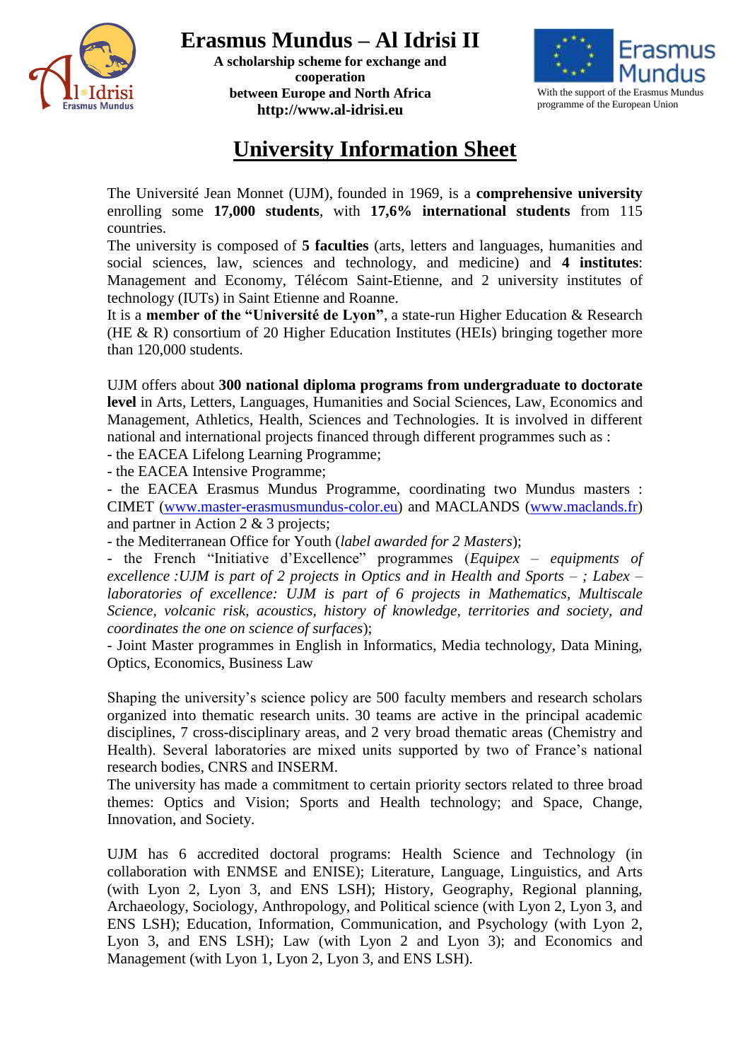# Erasmus Mundus – Al Idrisi II

**A scholarship scheme for exchange and cooperation between Europe and North Africa**
**http://www.al-idrisi.eu**

With the support of the Erasmus Mundus programme of the European Union

## University Information Sheet

The Université Jean Monnet (UJM), founded in 1969, is a **comprehensive university** enrolling some **17,000 students**, with **17,6% international students** from 115 countries.
The university is composed of **5 faculties** (arts, letters and languages, humanities and social sciences, law, sciences and technology, and medicine) and **4 institutes**: Management and Economy, Télécom Saint-Etienne, and 2 university institutes of technology (IUTs) in Saint Etienne and Roanne.
It is a **member of the "Université de Lyon"**, a state-run Higher Education & Research (HE & R) consortium of 20 Higher Education Institutes (HEIs) bringing together more than 120,000 students.

UJM offers about **300 national diploma programs from undergraduate to doctorate level** in Arts, Letters, Languages, Humanities and Social Sciences, Law, Economics and Management, Athletics, Health, Sciences and Technologies. It is involved in different national and international projects financed through different programmes such as :
- the EACEA Lifelong Learning Programme;
- the EACEA Intensive Programme;
- the EACEA Erasmus Mundus Programme, coordinating two Mundus masters : CIMET (www.master-erasmusmundus-color.eu) and MACLANDS (www.maclands.fr) and partner in Action 2 & 3 projects;
- the Mediterranean Office for Youth (*label awarded for 2 Masters*);
- the French "Initiative d'Excellence" programmes (*Equipex – equipments of excellence :UJM is part of 2 projects in Optics and in Health and Sports – ; Labex – laboratories of excellence: UJM is part of 6 projects in Mathematics, Multiscale Science, volcanic risk, acoustics, history of knowledge, territories and society, and coordinates the one on science of surfaces*);
- Joint Master programmes in English in Informatics, Media technology, Data Mining, Optics, Economics, Business Law

Shaping the university's science policy are 500 faculty members and research scholars organized into thematic research units. 30 teams are active in the principal academic disciplines, 7 cross-disciplinary areas, and 2 very broad thematic areas (Chemistry and Health). Several laboratories are mixed units supported by two of France's national research bodies, CNRS and INSERM.
The university has made a commitment to certain priority sectors related to three broad themes: Optics and Vision; Sports and Health technology; and Space, Change, Innovation, and Society.

UJM has 6 accredited doctoral programs: Health Science and Technology (in collaboration with ENMSE and ENISE); Literature, Language, Linguistics, and Arts (with Lyon 2, Lyon 3, and ENS LSH); History, Geography, Regional planning, Archaeology, Sociology, Anthropology, and Political science (with Lyon 2, Lyon 3, and ENS LSH); Education, Information, Communication, and Psychology (with Lyon 2, Lyon 3, and ENS LSH); Law (with Lyon 2 and Lyon 3); and Economics and Management (with Lyon 1, Lyon 2, Lyon 3, and ENS LSH).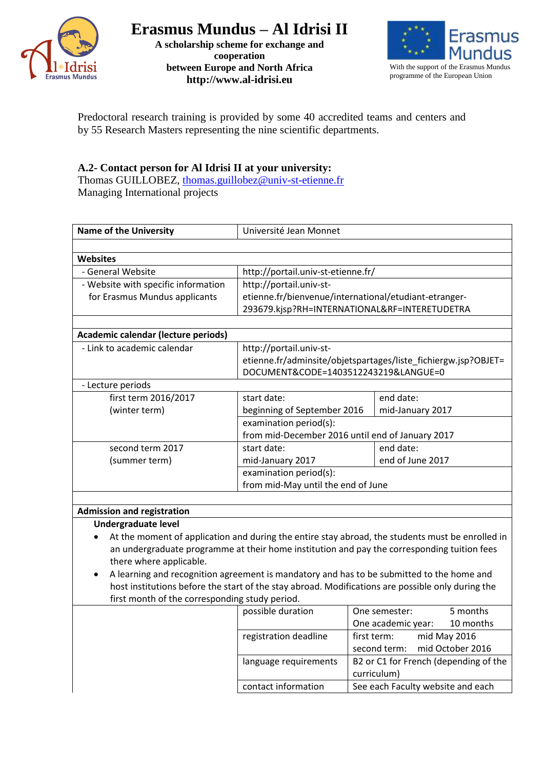Predoctoral research training is provided by some 40 accredited teams and centers and by 55 Research Masters representing the nine scientific departments.

### A.2- Contact person for Al Idrisi II at your university:

Thomas GUILLOBEZ, thomas.guillobez@univ-st-etienne.fr
Managing International projects

| Name of the University | Université Jean Monnet | |
|---|---|---|
| | | |
| **Websites** | | |
| - General Website | http://portail.univ-st-etienne.fr/ | |
| - Website with specific information for Erasmus Mundus applicants | http://portail.univ-st-etienne.fr/bienvenue/international/etudiant-etranger-293679.kjsp?RH=INTERNATIONAL&RF=INTERETUDETRA | |
| | | |
| **Academic calendar (lecture periods)** | | |
| - Link to academic calendar | http://portail.univ-st-etienne.fr/adminsite/objetspartages/liste_fichiergw.jsp?OBJET=DOCUMENT&CODE=1403512243219&LANGUE=0 | |
| - Lecture periods | | |
| first term 2016/2017 (winter term) | start date: beginning of September 2016 | end date: mid-January 2017 |
| | examination period(s): from mid-December 2016 until end of January 2017 | |
| second term 2017 (summer term) | start date: mid-January 2017 | end date: end of June 2017 |
| | examination period(s): from mid-May until the end of June | |
| | | |
| **Admission and registration** | | |

**Undergraduate level**

- At the moment of application and during the entire stay abroad, the students must be enrolled in an undergraduate programme at their home institution and pay the corresponding tuition fees there where applicable.
- A learning and recognition agreement is mandatory and has to be submitted to the home and host institutions before the start of the stay abroad. Modifications are possible only during the first month of the corresponding study period.

| | | |
|---|---|---|
| | possible duration | One semester: 5 months<br>One academic year: 10 months |
| | registration deadline | first term: mid May 2016<br>second term: mid October 2016 |
| | language requirements | B2 or C1 for French (depending of the curriculum) |
| | contact information | See each Faculty website and each |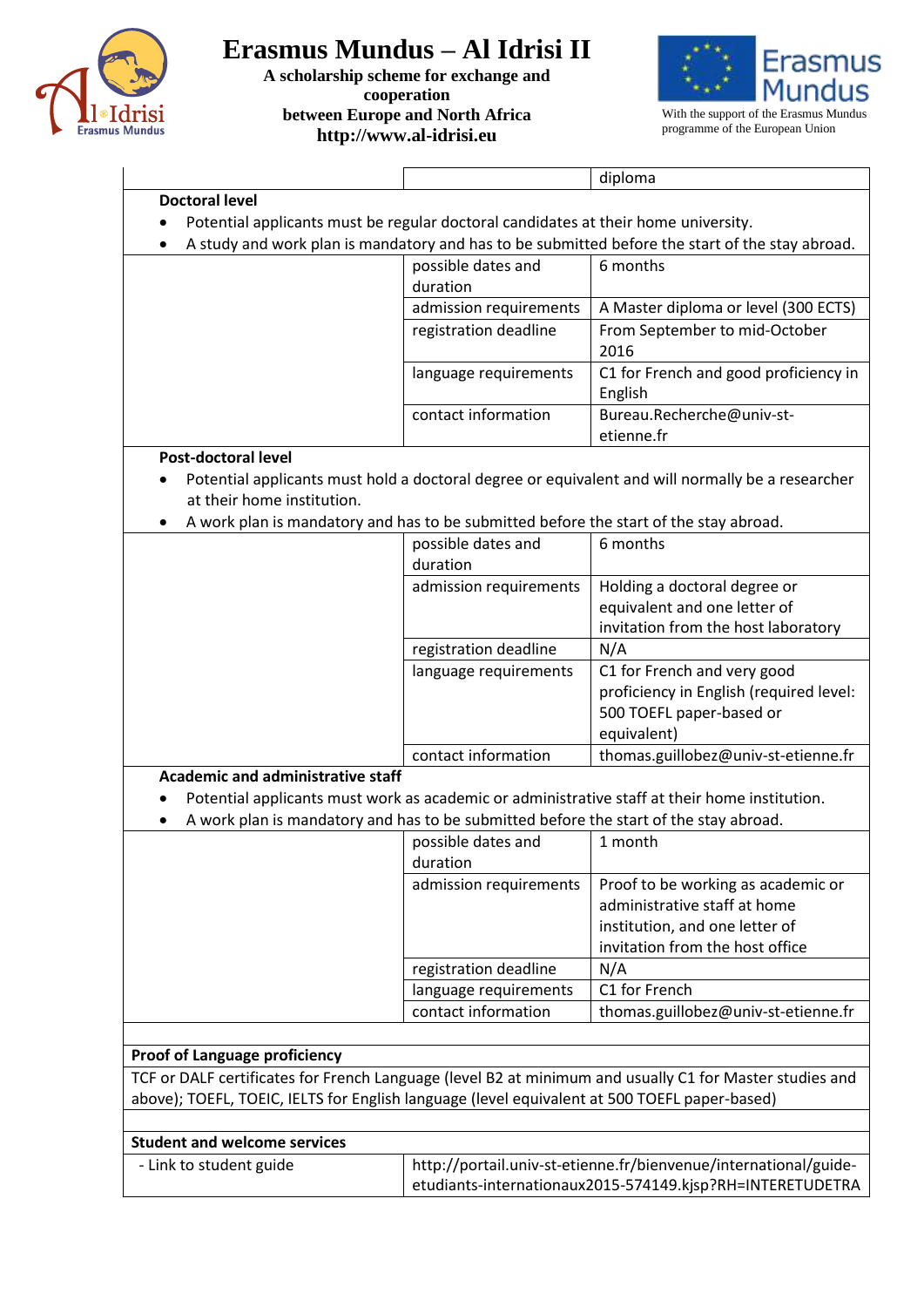| | | diploma |
|---|---|---|

**Doctoral level**

- Potential applicants must be regular doctoral candidates at their home university.
- A study and work plan is mandatory and has to be submitted before the start of the stay abroad.

| | | |
|---|---|---|
| | possible dates and duration | 6 months |
| | admission requirements | A Master diploma or level (300 ECTS) |
| | registration deadline | From September to mid-October 2016 |
| | language requirements | C1 for French and good proficiency in English |
| | contact information | Bureau.Recherche@univ-st-etienne.fr |

**Post-doctoral level**

- Potential applicants must hold a doctoral degree or equivalent and will normally be a researcher at their home institution.
- A work plan is mandatory and has to be submitted before the start of the stay abroad.

| | | |
|---|---|---|
| | possible dates and duration | 6 months |
| | admission requirements | Holding a doctoral degree or equivalent and one letter of invitation from the host laboratory |
| | registration deadline | N/A |
| | language requirements | C1 for French and very good proficiency in English (required level: 500 TOEFL paper-based or equivalent) |
| | contact information | thomas.guillobez@univ-st-etienne.fr |

**Academic and administrative staff**

- Potential applicants must work as academic or administrative staff at their home institution.
- A work plan is mandatory and has to be submitted before the start of the stay abroad.

| | | |
|---|---|---|
| | possible dates and duration | 1 month |
| | admission requirements | Proof to be working as academic or administrative staff at home institution, and one letter of invitation from the host office |
| | registration deadline | N/A |
| | language requirements | C1 for French |
| | contact information | thomas.guillobez@univ-st-etienne.fr |

**Proof of Language proficiency**

TCF or DALF certificates for French Language (level B2 at minimum and usually C1 for Master studies and above); TOEFL, TOEIC, IELTS for English language (level equivalent at 500 TOEFL paper-based)

**Student and welcome services**

| | |
|---|---|
| - Link to student guide | http://portail.univ-st-etienne.fr/bienvenue/international/guide-etudiants-internationaux2015-574149.kjsp?RH=INTERETUDETRA |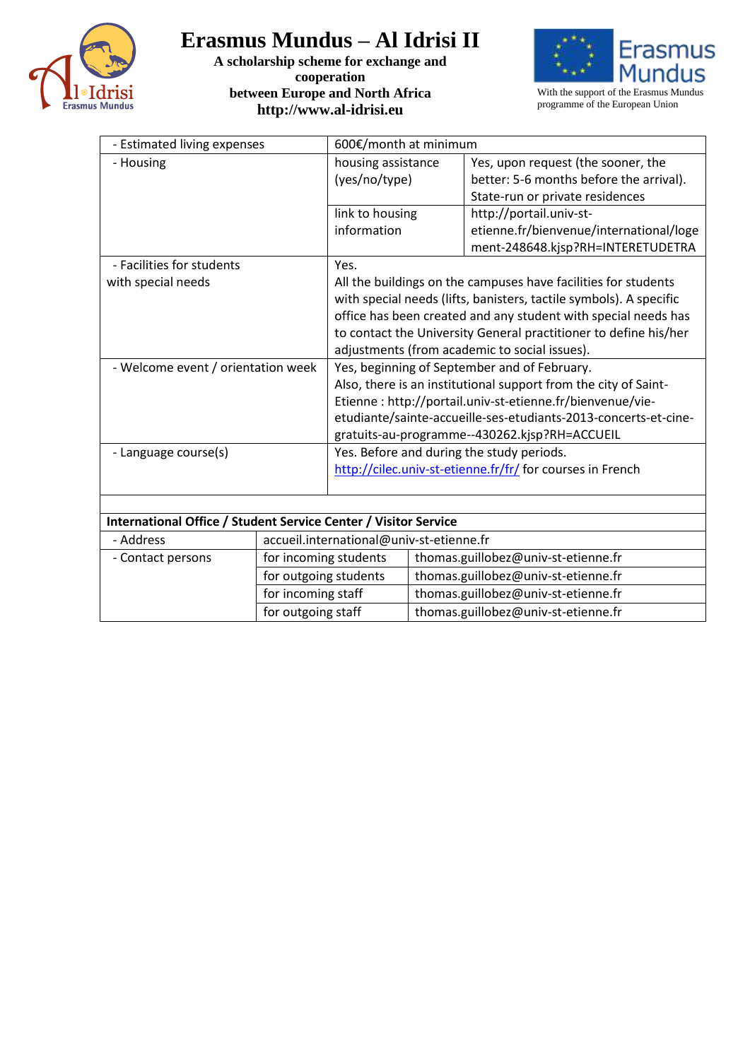| | | |
|---|---|---|
| - Estimated living expenses | 600€/month at minimum | |
| - Housing | housing assistance (yes/no/type) | Yes, upon request (the sooner, the better: 5-6 months before the arrival). State-run or private residences |
| | link to housing information | http://portail.univ-st-etienne.fr/bienvenue/international/logement-248648.kjsp?RH=INTERETUDETRA |
| - Facilities for students with special needs | Yes. All the buildings on the campuses have facilities for students with special needs (lifts, banisters, tactile symbols). A specific office has been created and any student with special needs has to contact the University General practitioner to define his/her adjustments (from academic to social issues). | |
| - Welcome event / orientation week | Yes, beginning of September and of February. Also, there is an institutional support from the city of Saint-Etienne : http://portail.univ-st-etienne.fr/bienvenue/vie-etudiante/sainte-accueille-ses-etudiants-2013-concerts-et-cine-gratuits-au-programme--430262.kjsp?RH=ACCUEIL | |
| - Language course(s) | Yes. Before and during the study periods. [http://cilec.univ-st-etienne.fr/fr/](http://cilec.univ-st-etienne.fr/fr/) for courses in French | |

| **International Office / Student Service Center / Visitor Service** | | |
|---|---|---|
| - Address | accueil.international@univ-st-etienne.fr | |
| - Contact persons | for incoming students | thomas.guillobez@univ-st-etienne.fr |
| | for outgoing students | thomas.guillobez@univ-st-etienne.fr |
| | for incoming staff | thomas.guillobez@univ-st-etienne.fr |
| | for outgoing staff | thomas.guillobez@univ-st-etienne.fr |